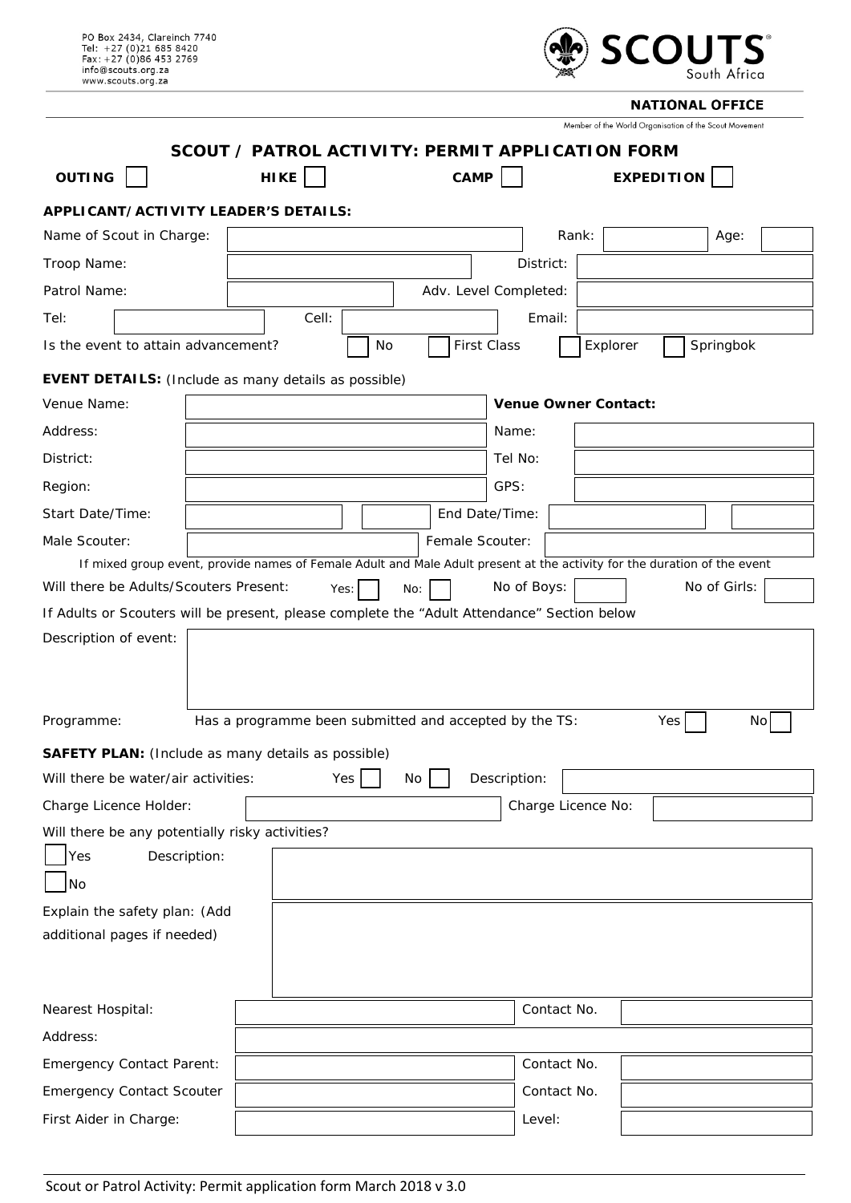PO Box 2434, Clareinch 7740
Tel: +27 (0)21 685 8420
Fax: +27 (0)86 453 2769
info@scouts.org.za
www.scouts.org.za

**SCOUTS** South Africa

**NATIONAL OFFICE**

Member of the World Organisation of the Scout Movement

# SCOUT / PATROL ACTIVITY: PERMIT APPLICATION FORM

**OUTING** ☐ **HIKE** ☐ **CAMP** ☐ **EXPEDITION** ☐

## APPLICANT/ACTIVITY LEADER'S DETAILS:

| | | | | | |
|---|---|---|---|---|---|
| Name of Scout in Charge: | | Rank: | | Age: | |
| Troop Name: | | District: | | | |
| Patrol Name: | | Adv. Level Completed: | | | |
| Tel: | | Cell: | | Email: | |

Is the event to attain advancement? ☐ No ☐ First Class ☐ Explorer ☐ Springbok

## EVENT DETAILS: (Include as many details as possible)

| | | | |
|---|---|---|---|
| Venue Name: | | **Venue Owner Contact:** | |
| Address: | | Name: | |
| District: | | Tel No: | |
| Region: | | GPS: | |
| Start Date/Time: | | End Date/Time: | |
| Male Scouter: | | Female Scouter: | |

If mixed group event, provide names of Female Adult and Male Adult present at the activity for the duration of the event

Will there be Adults/Scouters Present: Yes: ☐ No: ☐ No of Boys: ☐ No of Girls: ☐

If Adults or Scouters will be present, please complete the "Adult Attendance" Section below

Description of event:

Programme: Has a programme been submitted and accepted by the TS: Yes ☐ No ☐

## SAFETY PLAN: (Include as many details as possible)

Will there be water/air activities: Yes ☐ No ☐ Description:

Charge Licence Holder: Charge Licence No:

Will there be any potentially risky activities?

☐ Yes Description:

☐ No

Explain the safety plan: (Add additional pages if needed)

| | | | |
|---|---|---|---|
| Nearest Hospital: | | Contact No. | |
| Address: | | | |
| Emergency Contact Parent: | | Contact No. | |
| Emergency Contact Scouter | | Contact No. | |
| First Aider in Charge: | | Level: | |

Scout or Patrol Activity: Permit application form March 2018 v 3.0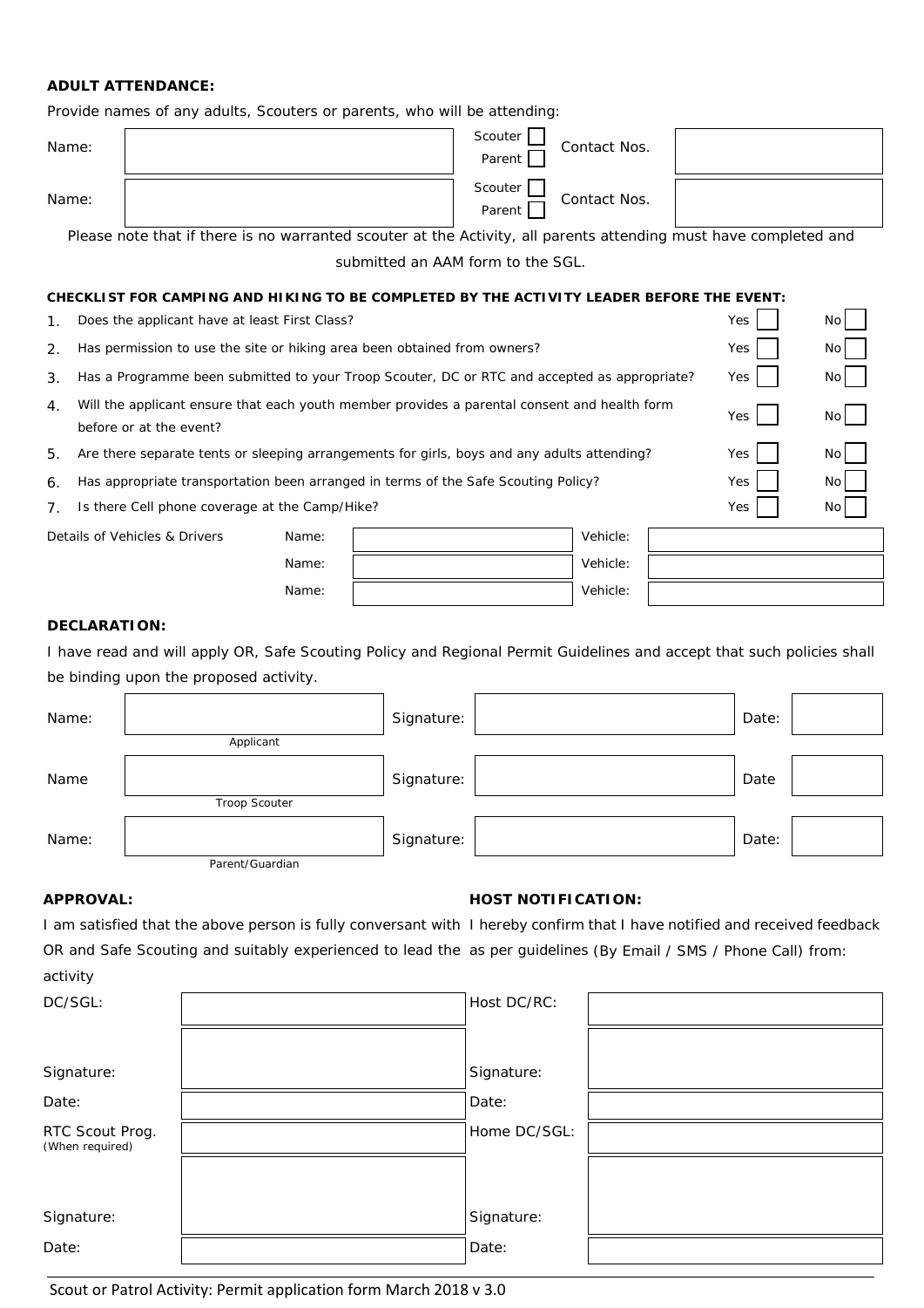**ADULT ATTENDANCE:**

Provide names of any adults, Scouters or parents, who will be attending:

| Name: | | Scouter ☐ Parent ☐ | Contact Nos. | |
|---|---|---|---|---|
| Name: | | Scouter ☐ Parent ☐ | Contact Nos. | |

Please note that if there is no warranted scouter at the Activity, all parents attending must have completed and submitted an AAM form to the SGL.

**CHECKLIST FOR CAMPING AND HIKING TO BE COMPLETED BY THE ACTIVITY LEADER BEFORE THE EVENT:**

| | | | |
|---|---|---|---|
| 1. | Does the applicant have at least First Class? | Yes ☐ | No ☐ |
| 2. | Has permission to use the site or hiking area been obtained from owners? | Yes ☐ | No ☐ |
| 3. | Has a Programme been submitted to your Troop Scouter, DC or RTC and accepted as appropriate? | Yes ☐ | No ☐ |
| 4. | Will the applicant ensure that each youth member provides a parental consent and health form before or at the event? | Yes ☐ | No ☐ |
| 5. | Are there separate tents or sleeping arrangements for girls, boys and any adults attending? | Yes ☐ | No ☐ |
| 6. | Has appropriate transportation been arranged in terms of the Safe Scouting Policy? | Yes ☐ | No ☐ |
| 7. | Is there Cell phone coverage at the Camp/Hike? | Yes ☐ | No ☐ |

| Details of Vehicles & Drivers | Name: | | Vehicle: | |
|---|---|---|---|---|
| | Name: | | Vehicle: | |
| | Name: | | Vehicle: | |

**DECLARATION:**

I have read and will apply OR, Safe Scouting Policy and Regional Permit Guidelines and accept that such policies shall be binding upon the proposed activity.

| | | | | | |
|---|---|---|---|---|---|
| Name: | (Applicant) | Signature: | | Date: | |
| Name | (Troop Scouter) | Signature: | | Date | |
| Name: | (Parent/Guardian) | Signature: | | Date: | |

**APPROVAL:**

I am satisfied that the above person is fully conversant with OR and Safe Scouting and suitably experienced to lead the activity

| | |
|---|---|
| DC/SGL: | |
| Signature: | |
| Date: | |
| RTC Scout Prog. (When required) | |
| Signature: | |
| Date: | |

**HOST NOTIFICATION:**

I hereby confirm that I have notified and received feedback as per guidelines (By Email / SMS / Phone Call) from:

| | |
|---|---|
| Host DC/RC: | |
| Signature: | |
| Date: | |
| Home DC/SGL: | |
| Signature: | |
| Date: | |

Scout or Patrol Activity: Permit application form March 2018 v 3.0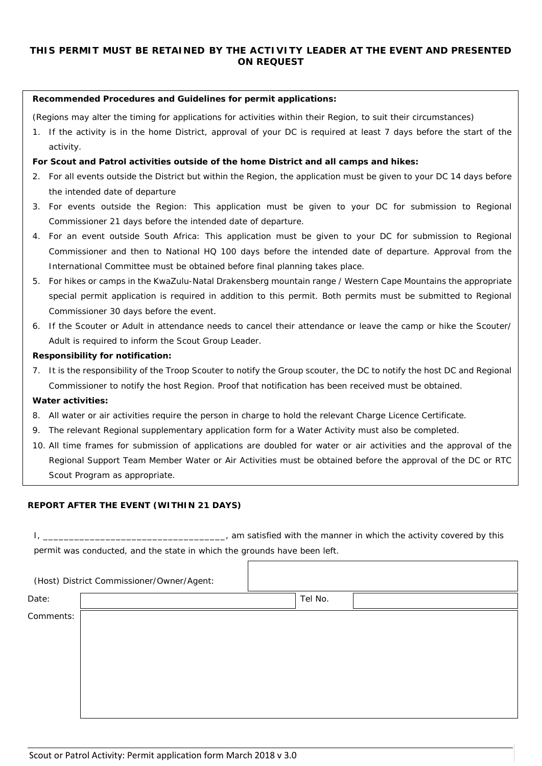**THIS PERMIT MUST BE RETAINED BY THE ACTIVITY LEADER AT THE EVENT AND PRESENTED ON REQUEST**

**Recommended Procedures and Guidelines for permit applications:**

(Regions may alter the timing for applications for activities within their Region, to suit their circumstances)

1. If the activity is in the home District, approval of your DC is required at least 7 days before the start of the activity.

**For Scout and Patrol activities outside of the home District and all camps and hikes:**

2. For all events outside the District but within the Region, the application must be given to your DC 14 days before the intended date of departure
3. For events outside the Region: This application must be given to your DC for submission to Regional Commissioner 21 days before the intended date of departure.
4. For an event outside South Africa: This application must be given to your DC for submission to Regional Commissioner and then to National HQ 100 days before the intended date of departure. Approval from the International Committee must be obtained before final planning takes place.
5. For hikes or camps in the KwaZulu-Natal Drakensberg mountain range / Western Cape Mountains the appropriate special permit application is required in addition to this permit. Both permits must be submitted to Regional Commissioner 30 days before the event.
6. If the Scouter or Adult in attendance needs to cancel their attendance or leave the camp or hike the Scouter/ Adult is required to inform the Scout Group Leader.

**Responsibility for notification:**

7. It is the responsibility of the Troop Scouter to notify the Group scouter, the DC to notify the host DC and Regional Commissioner to notify the host Region. Proof that notification has been received must be obtained.

**Water activities:**

8. All water or air activities require the person in charge to hold the relevant Charge Licence Certificate.
9. The relevant Regional supplementary application form for a Water Activity must also be completed.
10. All time frames for submission of applications are doubled for water or air activities and the approval of the Regional Support Team Member Water or Air Activities must be obtained before the approval of the DC or RTC Scout Program as appropriate.

**REPORT AFTER THE EVENT (WITHIN 21 DAYS)**

I, ___________________________________, am satisfied with the manner in which the activity covered by this permit was conducted, and the state in which the grounds have been left.

| | | | |
|---|---|---|---|
| (Host) District Commissioner/Owner/Agent: | | | |
| Date: | | Tel No. | |
| Comments: | | | |